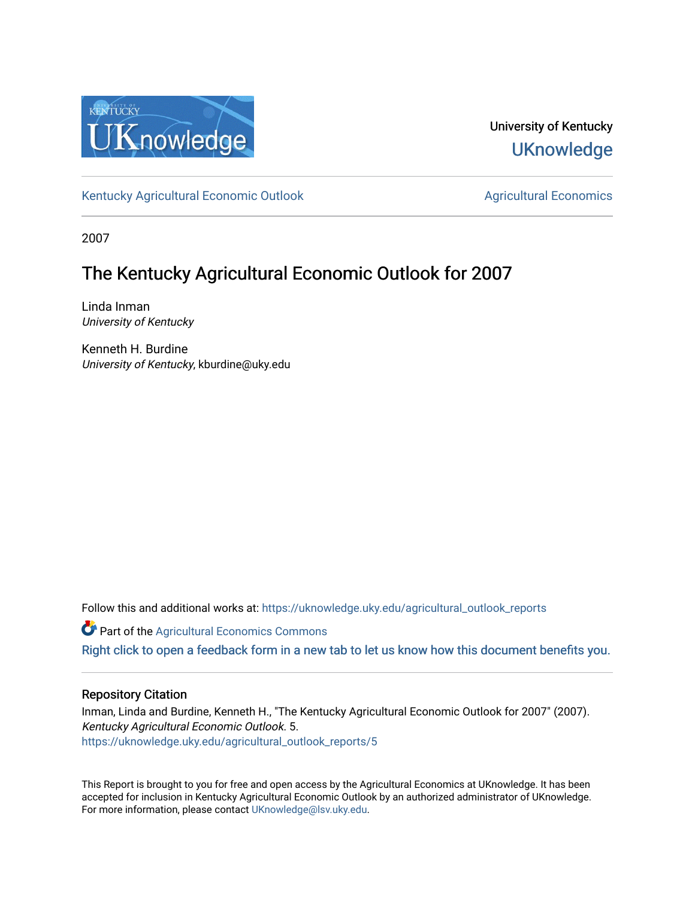University of Kentucky

UKnowledge

Kentucky Agricultural Economic Outlook

Agricultural Economics

2007

# The Kentucky Agricultural Economic Outlook for 2007

Linda Inman
*University of Kentucky*

Kenneth H. Burdine
*University of Kentucky*, kburdine@uky.edu

Follow this and additional works at: https://uknowledge.uky.edu/agricultural_outlook_reports

Part of the Agricultural Economics Commons

Right click to open a feedback form in a new tab to let us know how this document benefits you.

## Repository Citation

Inman, Linda and Burdine, Kenneth H., "The Kentucky Agricultural Economic Outlook for 2007" (2007). *Kentucky Agricultural Economic Outlook*. 5.
https://uknowledge.uky.edu/agricultural_outlook_reports/5

This Report is brought to you for free and open access by the Agricultural Economics at UKnowledge. It has been accepted for inclusion in Kentucky Agricultural Economic Outlook by an authorized administrator of UKnowledge. For more information, please contact UKnowledge@lsv.uky.edu.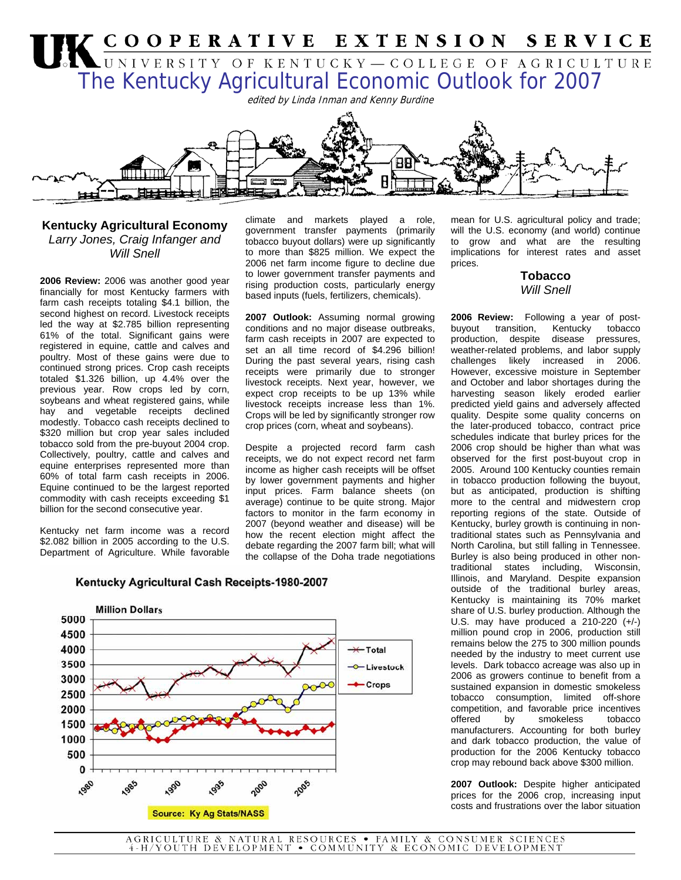# The Kentucky Agricultural Economic Outlook for 2007

*edited by Linda Inman and Kenny Burdine*

## Kentucky Agricultural Economy

*Larry Jones, Craig Infanger and Will Snell*

**2006 Review:** 2006 was another good year financially for most Kentucky farmers with farm cash receipts totaling $4.1 billion, the second highest on record. Livestock receipts led the way at $2.785 billion representing 61% of the total. Significant gains were registered in equine, cattle and calves and poultry. Most of these gains were due to continued strong prices. Crop cash receipts totaled $1.326 billion, up 4.4% over the previous year. Row crops led by corn, soybeans and wheat registered gains, while hay and vegetable receipts declined modestly. Tobacco cash receipts declined to $320 million but crop year sales included tobacco sold from the pre-buyout 2004 crop. Collectively, poultry, cattle and calves and equine enterprises represented more than 60% of total farm cash receipts in 2006. Equine continued to be the largest reported commodity with cash receipts exceeding $1 billion for the second consecutive year.

Kentucky net farm income was a record $2.082 billion in 2005 according to the U.S. Department of Agriculture. While favorable climate and markets played a role, government transfer payments (primarily tobacco buyout dollars) were up significantly to more than $825 million. We expect the 2006 net farm income figure to decline due to lower government transfer payments and rising production costs, particularly energy based inputs (fuels, fertilizers, chemicals).

**2007 Outlook:** Assuming normal growing conditions and no major disease outbreaks, farm cash receipts in 2007 are expected to set an all time record of $4.296 billion! During the past several years, rising cash receipts were primarily due to stronger livestock receipts. Next year, however, we expect crop receipts to be up 13% while livestock receipts increase less than 1%. Crops will be led by significantly stronger row crop prices (corn, wheat and soybeans).

Despite a projected record farm cash receipts, we do not expect record net farm income as higher cash receipts will be offset by lower government payments and higher input prices. Farm balance sheets (on average) continue to be quite strong. Major factors to monitor in the farm economy in 2007 (beyond weather and disease) will be how the recent election might affect the debate regarding the 2007 farm bill; what will the collapse of the Doha trade negotiations mean for U.S. agricultural policy and trade; will the U.S. economy (and world) continue to grow and what are the resulting implications for interest rates and asset prices.

**Kentucky Agricultural Cash Receipts-1980-2007**

Source: Ky Ag Stats/NASS

## Tobacco

*Will Snell*

**2006 Review:** Following a year of post-buyout transition, Kentucky tobacco production, despite disease pressures, weather-related problems, and labor supply challenges likely increased in 2006. However, excessive moisture in September and October and labor shortages during the harvesting season likely eroded earlier predicted yield gains and adversely affected quality. Despite some quality concerns on the later-produced tobacco, contract price schedules indicate that burley prices for the 2006 crop should be higher than what was observed for the first post-buyout crop in 2005. Around 100 Kentucky counties remain in tobacco production following the buyout, but as anticipated, production is shifting more to the central and midwestern crop reporting regions of the state. Outside of Kentucky, burley growth is continuing in non-traditional states such as Pennsylvania and North Carolina, but still falling in Tennessee. Burley is also being produced in other non-traditional states including, Wisconsin, Illinois, and Maryland. Despite expansion outside of the traditional burley areas, Kentucky is maintaining its 70% market share of U.S. burley production. Although the U.S. may have produced a 210-220 (+/-) million pound crop in 2006, production still remains below the 275 to 300 million pounds needed by the industry to meet current use levels. Dark tobacco acreage was also up in 2006 as growers continue to benefit from a sustained expansion in domestic smokeless tobacco consumption, limited off-shore competition, and favorable price incentives offered by smokeless tobacco manufacturers. Accounting for both burley and dark tobacco production, the value of production for the 2006 Kentucky tobacco crop may rebound back above $300 million.

**2007 Outlook:** Despite higher anticipated prices for the 2006 crop, increasing input costs and frustrations over the labor situation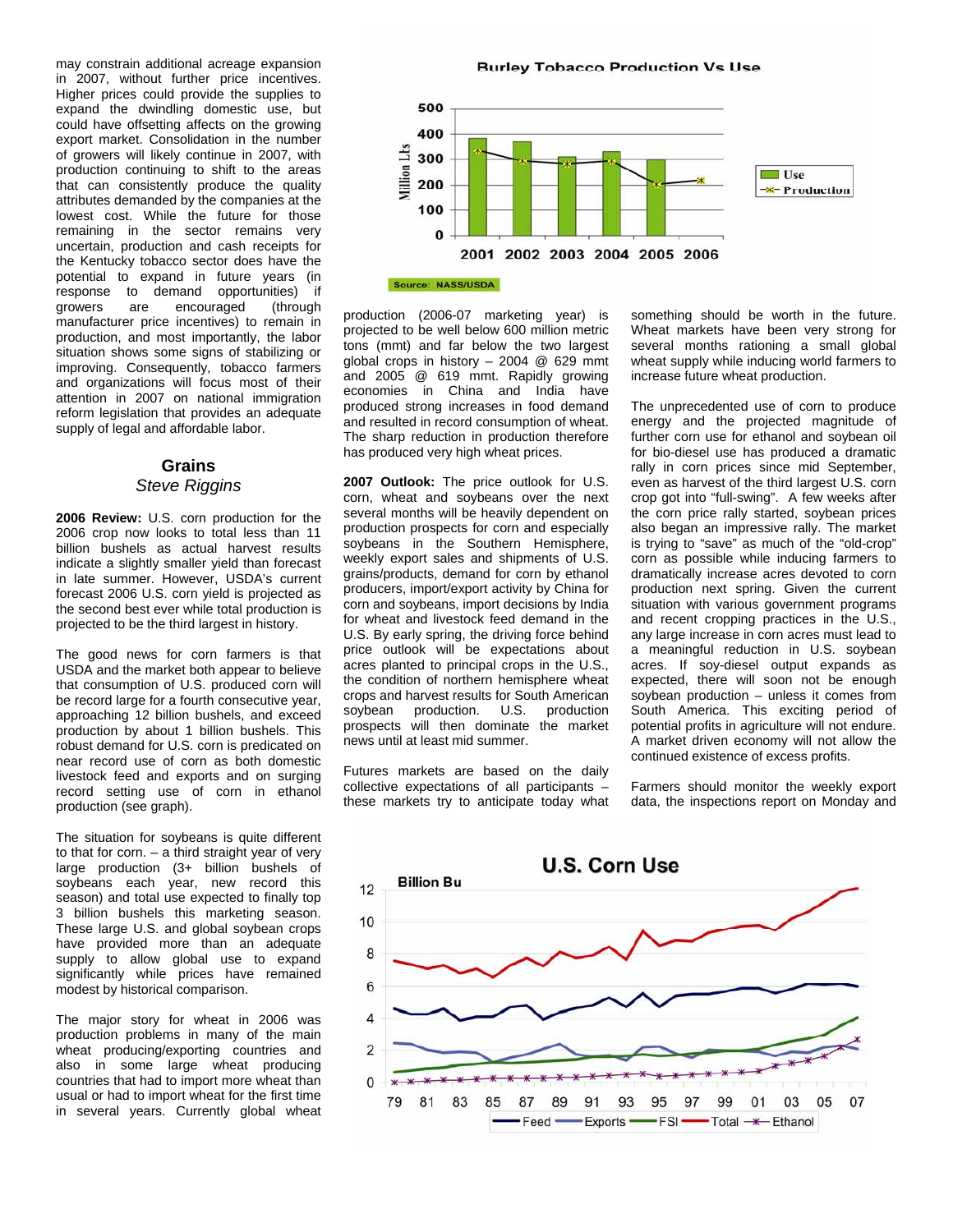may constrain additional acreage expansion in 2007, without further price incentives. Higher prices could provide the supplies to expand the dwindling domestic use, but could have offsetting affects on the growing export market. Consolidation in the number of growers will likely continue in 2007, with production continuing to shift to the areas that can consistently produce the quality attributes demanded by the companies at the lowest cost. While the future for those remaining in the sector remains very uncertain, production and cash receipts for the Kentucky tobacco sector does have the potential to expand in future years (in response to demand opportunities) if growers are encouraged (through manufacturer price incentives) to remain in production, and most importantly, the labor situation shows some signs of stabilizing or improving. Consequently, tobacco farmers and organizations will focus most of their attention in 2007 on national immigration reform legislation that provides an adequate supply of legal and affordable labor.

**Burley Tobacco Production Vs Use**

Source: NASS/USDA

## Grains

*Steve Riggins*

**2006 Review:** U.S. corn production for the 2006 crop now looks to total less than 11 billion bushels as actual harvest results indicate a slightly smaller yield than forecast in late summer. However, USDA's current forecast 2006 U.S. corn yield is projected as the second best ever while total production is projected to be the third largest in history.

The good news for corn farmers is that USDA and the market both appear to believe that consumption of U.S. produced corn will be record large for a fourth consecutive year, approaching 12 billion bushels, and exceed production by about 1 billion bushels. This robust demand for U.S. corn is predicated on near record use of corn as both domestic livestock feed and exports and on surging record setting use of corn in ethanol production (see graph).

The situation for soybeans is quite different to that for corn. – a third straight year of very large production (3+ billion bushels of soybeans each year, new record this season) and total use expected to finally top 3 billion bushels this marketing season. These large U.S. and global soybean crops have provided more than an adequate supply to allow global use to expand significantly while prices have remained modest by historical comparison.

The major story for wheat in 2006 was production problems in many of the main wheat producing/exporting countries and also in some large wheat producing countries that had to import more wheat than usual or had to import wheat for the first time in several years. Currently global wheat production (2006-07 marketing year) is projected to be well below 600 million metric tons (mmt) and far below the two largest global crops in history – 2004 @ 629 mmt and 2005 @ 619 mmt. Rapidly growing economies in China and India have produced strong increases in food demand and resulted in record consumption of wheat. The sharp reduction in production therefore has produced very high wheat prices.

**2007 Outlook:** The price outlook for U.S. corn, wheat and soybeans over the next several months will be heavily dependent on production prospects for corn and especially soybeans in the Southern Hemisphere, weekly export sales and shipments of U.S. grains/products, demand for corn by ethanol producers, import/export activity by China for corn and soybeans, import decisions by India for wheat and livestock feed demand in the U.S. By early spring, the driving force behind price outlook will be expectations about acres planted to principal crops in the U.S., the condition of northern hemisphere wheat crops and harvest results for South American soybean production. U.S. production prospects will then dominate the market news until at least mid summer.

Futures markets are based on the daily collective expectations of all participants – these markets try to anticipate today what something should be worth in the future. Wheat markets have been very strong for several months rationing a small global wheat supply while inducing world farmers to increase future wheat production.

The unprecedented use of corn to produce energy and the projected magnitude of further corn use for ethanol and soybean oil for bio-diesel use has produced a dramatic rally in corn prices since mid September, even as harvest of the third largest U.S. corn crop got into "full-swing". A few weeks after the corn price rally started, soybean prices also began an impressive rally. The market is trying to "save" as much of the "old-crop" corn as possible while inducing farmers to dramatically increase acres devoted to corn production next spring. Given the current situation with various government programs and recent cropping practices in the U.S., any large increase in corn acres must lead to a meaningful reduction in U.S. soybean acres. If soy-diesel output expands as expected, there will soon not be enough soybean production – unless it comes from South America. This exciting period of potential profits in agriculture will not endure. A market driven economy will not allow the continued existence of excess profits.

Farmers should monitor the weekly export data, the inspections report on Monday and

**U.S. Corn Use**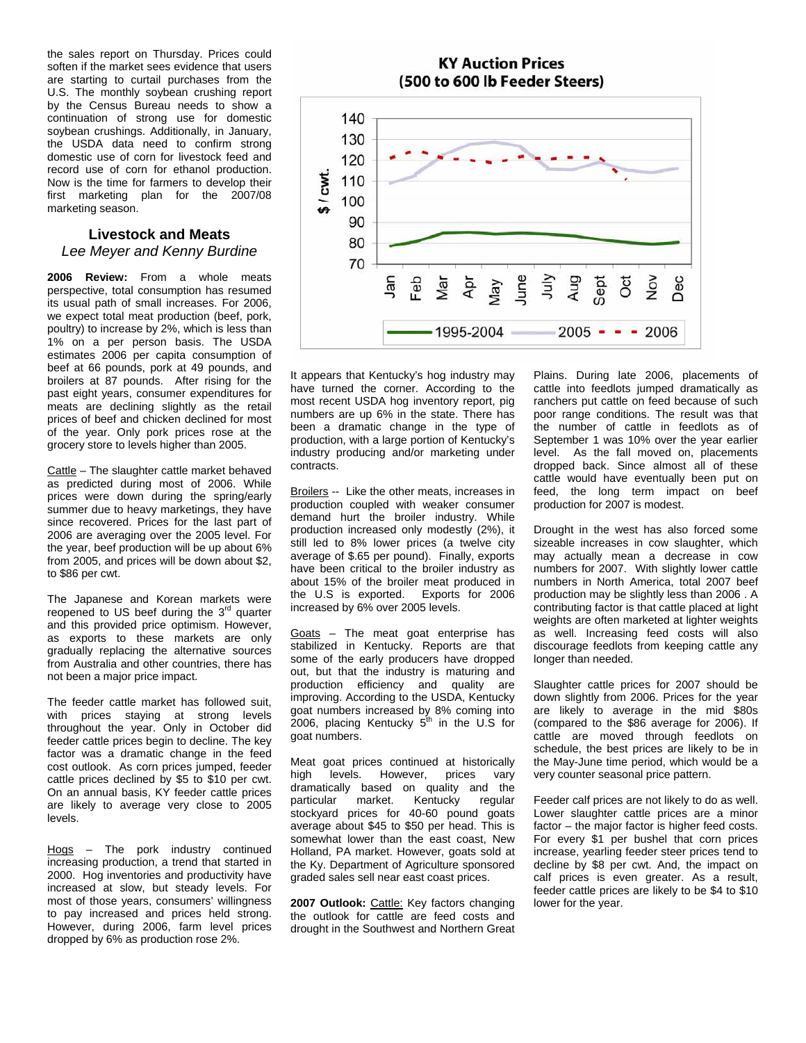the sales report on Thursday. Prices could soften if the market sees evidence that users are starting to curtail purchases from the U.S. The monthly soybean crushing report by the Census Bureau needs to show a continuation of strong use for domestic soybean crushings. Additionally, in January, the USDA data need to confirm strong domestic use of corn for livestock feed and record use of corn for ethanol production. Now is the time for farmers to develop their first marketing plan for the 2007/08 marketing season.

## Livestock and Meats

*Lee Meyer and Kenny Burdine*

**2006 Review:** From a whole meats perspective, total consumption has resumed its usual path of small increases. For 2006, we expect total meat production (beef, pork, poultry) to increase by 2%, which is less than 1% on a per person basis. The USDA estimates 2006 per capita consumption of beef at 66 pounds, pork at 49 pounds, and broilers at 87 pounds. After rising for the past eight years, consumer expenditures for meats are declining slightly as the retail prices of beef and chicken declined for most of the year. Only pork prices rose at the grocery store to levels higher than 2005.

Cattle – The slaughter cattle market behaved as predicted during most of 2006. While prices were down during the spring/early summer due to heavy marketings, they have since recovered. Prices for the last part of 2006 are averaging over the 2005 level. For the year, beef production will be up about 6% from 2005, and prices will be down about $2, to $86 per cwt.

The Japanese and Korean markets were reopened to US beef during the 3rd quarter and this provided price optimism. However, as exports to these markets are only gradually replacing the alternative sources from Australia and other countries, there has not been a major price impact.

The feeder cattle market has followed suit, with prices staying at strong levels throughout the year. Only in October did feeder cattle prices begin to decline. The key factor was a dramatic change in the feed cost outlook. As corn prices jumped, feeder cattle prices declined by $5 to $10 per cwt. On an annual basis, KY feeder cattle prices are likely to average very close to 2005 levels.

Hogs – The pork industry continued increasing production, a trend that started in 2000. Hog inventories and productivity have increased at slow, but steady levels. For most of those years, consumers' willingness to pay increased and prices held strong. However, during 2006, farm level prices dropped by 6% as production rose 2%.

**KY Auction Prices (500 to 600 lb Feeder Steers)**

It appears that Kentucky's hog industry may have turned the corner. According to the most recent USDA hog inventory report, pig numbers are up 6% in the state. There has been a dramatic change in the type of production, with a large portion of Kentucky's industry producing and/or marketing under contracts.

Broilers -- Like the other meats, increases in production coupled with weaker consumer demand hurt the broiler industry. While production increased only modestly (2%), it still led to 8% lower prices (a twelve city average of $.65 per pound). Finally, exports have been critical to the broiler industry as about 15% of the broiler meat produced in the U.S is exported. Exports for 2006 increased by 6% over 2005 levels.

Goats – The meat goat enterprise has stabilized in Kentucky. Reports are that some of the early producers have dropped out, but that the industry is maturing and production efficiency and quality are improving. According to the USDA, Kentucky goat numbers increased by 8% coming into 2006, placing Kentucky 5th in the U.S for goat numbers.

Meat goat prices continued at historically high levels. However, prices vary dramatically based on quality and the particular market. Kentucky regular stockyard prices for 40-60 pound goats average about $45 to $50 per head. This is somewhat lower than the east coast, New Holland, PA market. However, goats sold at the Ky. Department of Agriculture sponsored graded sales sell near east coast prices.

**2007 Outlook:** Cattle: Key factors changing the outlook for cattle are feed costs and drought in the Southwest and Northern Great Plains. During late 2006, placements of cattle into feedlots jumped dramatically as ranchers put cattle on feed because of such poor range conditions. The result was that the number of cattle in feedlots as of September 1 was 10% over the year earlier level. As the fall moved on, placements dropped back. Since almost all of these cattle would have eventually been put on feed, the long term impact on beef production for 2007 is modest.

Drought in the west has also forced some sizeable increases in cow slaughter, which may actually mean a decrease in cow numbers for 2007. With slightly lower cattle numbers in North America, total 2007 beef production may be slightly less than 2006 . A contributing factor is that cattle placed at light weights are often marketed at lighter weights as well. Increasing feed costs will also discourage feedlots from keeping cattle any longer than needed.

Slaughter cattle prices for 2007 should be down slightly from 2006. Prices for the year are likely to average in the mid $80s (compared to the $86 average for 2006). If cattle are moved through feedlots on schedule, the best prices are likely to be in the May-June time period, which would be a very counter seasonal price pattern.

Feeder calf prices are not likely to do as well. Lower slaughter cattle prices are a minor factor – the major factor is higher feed costs. For every $1 per bushel that corn prices increase, yearling feeder steer prices tend to decline by $8 per cwt. And, the impact on calf prices is even greater. As a result, feeder cattle prices are likely to be $4 to $10 lower for the year.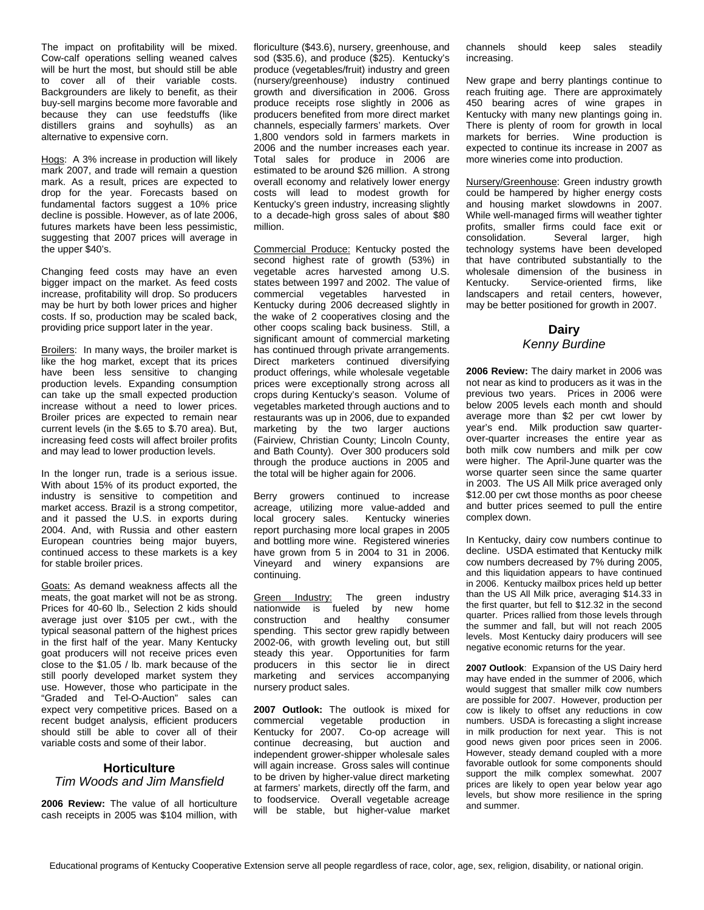The impact on profitability will be mixed. Cow-calf operations selling weaned calves will be hurt the most, but should still be able to cover all of their variable costs. Backgrounders are likely to benefit, as their buy-sell margins become more favorable and because they can use feedstuffs (like distillers grains and soyhulls) as an alternative to expensive corn.

Hogs: A 3% increase in production will likely mark 2007, and trade will remain a question mark. As a result, prices are expected to drop for the year. Forecasts based on fundamental factors suggest a 10% price decline is possible. However, as of late 2006, futures markets have been less pessimistic, suggesting that 2007 prices will average in the upper $40's.

Changing feed costs may have an even bigger impact on the market. As feed costs increase, profitability will drop. So producers may be hurt by both lower prices and higher costs. If so, production may be scaled back, providing price support later in the year.

Broilers: In many ways, the broiler market is like the hog market, except that its prices have been less sensitive to changing production levels. Expanding consumption can take up the small expected production increase without a need to lower prices. Broiler prices are expected to remain near current levels (in the $.65 to $.70 area). But, increasing feed costs will affect broiler profits and may lead to lower production levels.

In the longer run, trade is a serious issue. With about 15% of its product exported, the industry is sensitive to competition and market access. Brazil is a strong competitor, and it passed the U.S. in exports during 2004. And, with Russia and other eastern European countries being major buyers, continued access to these markets is a key for stable broiler prices.

Goats: As demand weakness affects all the meats, the goat market will not be as strong. Prices for 40-60 lb., Selection 2 kids should average just over $105 per cwt., with the typical seasonal pattern of the highest prices in the first half of the year. Many Kentucky goat producers will not receive prices even close to the $1.05 / lb. mark because of the still poorly developed market system they use. However, those who participate in the "Graded and Tel-O-Auction" sales can expect very competitive prices. Based on a recent budget analysis, efficient producers should still be able to cover all of their variable costs and some of their labor.

## Horticulture

*Tim Woods and Jim Mansfield*

**2006 Review:** The value of all horticulture cash receipts in 2005 was $104 million, with floriculture ($43.6), nursery, greenhouse, and sod ($35.6), and produce ($25). Kentucky's produce (vegetables/fruit) industry and green (nursery/greenhouse) industry continued growth and diversification in 2006. Gross produce receipts rose slightly in 2006 as producers benefited from more direct market channels, especially farmers' markets. Over 1,800 vendors sold in farmers markets in 2006 and the number increases each year. Total sales for produce in 2006 are estimated to be around $26 million. A strong overall economy and relatively lower energy costs will lead to modest growth for Kentucky's green industry, increasing slightly to a decade-high gross sales of about $80 million.

Commercial Produce: Kentucky posted the second highest rate of growth (53%) in vegetable acres harvested among U.S. states between 1997 and 2002. The value of commercial vegetables harvested in Kentucky during 2006 decreased slightly in the wake of 2 cooperatives closing and the other coops scaling back business. Still, a significant amount of commercial marketing has continued through private arrangements. Direct marketers continued diversifying product offerings, while wholesale vegetable prices were exceptionally strong across all crops during Kentucky's season. Volume of vegetables marketed through auctions and to restaurants was up in 2006, due to expanded marketing by the two larger auctions (Fairview, Christian County; Lincoln County, and Bath County). Over 300 producers sold through the produce auctions in 2005 and the total will be higher again for 2006.

Berry growers continued to increase acreage, utilizing more value-added and local grocery sales. Kentucky wineries report purchasing more local grapes in 2005 and bottling more wine. Registered wineries have grown from 5 in 2004 to 31 in 2006. Vineyard and winery expansions are continuing.

Green Industry: The green industry nationwide is fueled by new home construction and healthy consumer spending. This sector grew rapidly between 2002-06, with growth leveling out, but still steady this year. Opportunities for farm producers in this sector lie in direct marketing and services accompanying nursery product sales.

**2007 Outlook:** The outlook is mixed for commercial vegetable production in Kentucky for 2007. Co-op acreage will continue decreasing, but auction and independent grower-shipper wholesale sales will again increase. Gross sales will continue to be driven by higher-value direct marketing at farmers' markets, directly off the farm, and to foodservice. Overall vegetable acreage will be stable, but higher-value market channels should keep sales steadily increasing.

New grape and berry plantings continue to reach fruiting age. There are approximately 450 bearing acres of wine grapes in Kentucky with many new plantings going in. There is plenty of room for growth in local markets for berries. Wine production is expected to continue its increase in 2007 as more wineries come into production.

Nursery/Greenhouse: Green industry growth could be hampered by higher energy costs and housing market slowdowns in 2007. While well-managed firms will weather tighter profits, smaller firms could face exit or consolidation. Several larger, high technology systems have been developed that have contributed substantially to the wholesale dimension of the business in Kentucky. Service-oriented firms, like landscapers and retail centers, however, may be better positioned for growth in 2007.

## Dairy

*Kenny Burdine*

**2006 Review:** The dairy market in 2006 was not near as kind to producers as it was in the previous two years. Prices in 2006 were below 2005 levels each month and should average more than $2 per cwt lower by year's end. Milk production saw quarter-over-quarter increases the entire year as both milk cow numbers and milk per cow were higher. The April-June quarter was the worse quarter seen since the same quarter in 2003. The US All Milk price averaged only $12.00 per cwt those months as poor cheese and butter prices seemed to pull the entire complex down.

In Kentucky, dairy cow numbers continue to decline. USDA estimated that Kentucky milk cow numbers decreased by 7% during 2005, and this liquidation appears to have continued in 2006. Kentucky mailbox prices held up better than the US All Milk price, averaging $14.33 in the first quarter, but fell to $12.32 in the second quarter. Prices rallied from those levels through the summer and fall, but will not reach 2005 levels. Most Kentucky dairy producers will see negative economic returns for the year.

**2007 Outlook**: Expansion of the US Dairy herd may have ended in the summer of 2006, which would suggest that smaller milk cow numbers are possible for 2007. However, production per cow is likely to offset any reductions in cow numbers. USDA is forecasting a slight increase in milk production for next year. This is not good news given poor prices seen in 2006. However, steady demand coupled with a more favorable outlook for some components should support the milk complex somewhat. 2007 prices are likely to open year below year ago levels, but show more resilience in the spring and summer.

Educational programs of Kentucky Cooperative Extension serve all people regardless of race, color, age, sex, religion, disability, or national origin.